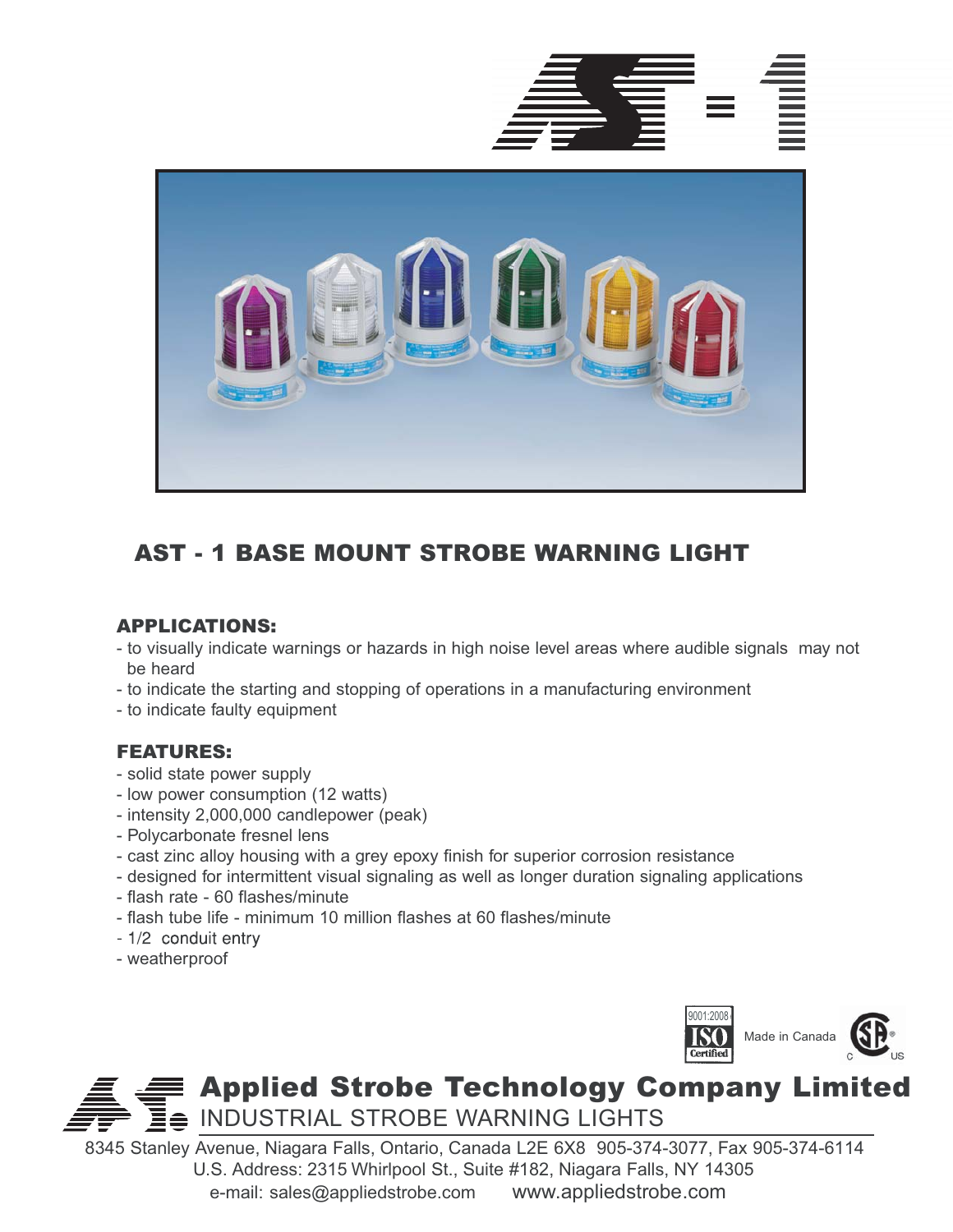# AST-1

## AST - 1 BASE MOUNT STROBE WARNING LIGHT

### APPLICATIONS:

- to visually indicate warnings or hazards in high noise level areas where audible signals may not be heard
- to indicate the starting and stopping of operations in a manufacturing environment
- to indicate faulty equipment

### FEATURES:

- solid state power supply
- low power consumption (12 watts)
- intensity 2,000,000 candlepower (peak)
- Polycarbonate fresnel lens
- cast zinc alloy housing with a grey epoxy finish for superior corrosion resistance
- designed for intermittent visual signaling as well as longer duration signaling applications
- flash rate - 60 flashes/minute
- flash tube life - minimum 10 million flashes at 60 flashes/minute
- 1/2 conduit entry
- weatherproof

9001:2008 ISO Certified

Made in Canada

**Applied Strobe Technology Company Limited**

INDUSTRIAL STROBE WARNING LIGHTS

8345 Stanley Avenue, Niagara Falls, Ontario, Canada L2E 6X8 905-374-3077, Fax 905-374-6114
U.S. Address: 2315 Whirlpool St., Suite #182, Niagara Falls, NY 14305
e-mail: sales@appliedstrobe.com www.appliedstrobe.com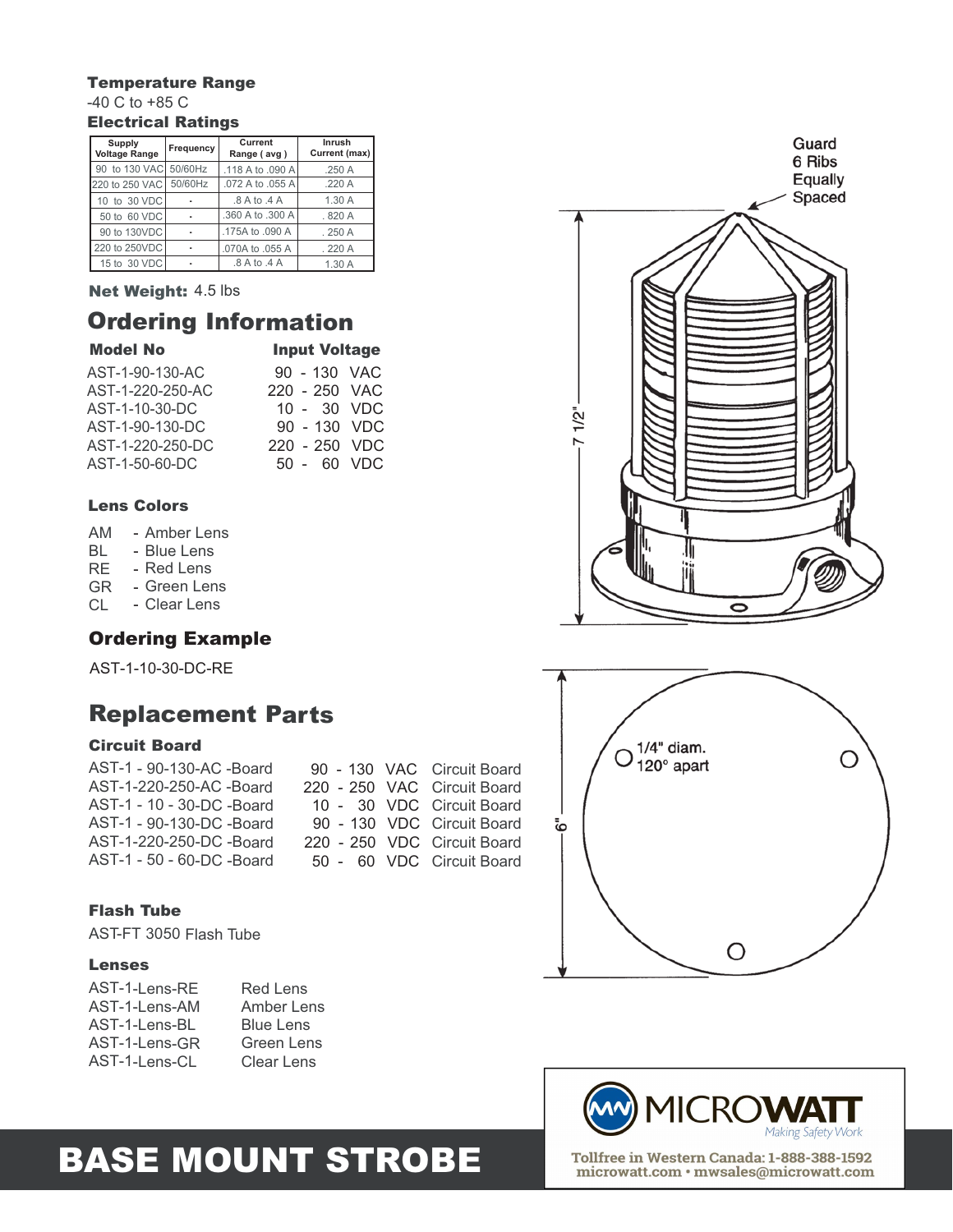### Temperature Range

-40 C to +85 C

### Electrical Ratings

| Supply Voltage Range | Frequency | Current Range ( avg ) | Inrush Current (max) |
|---|---|---|---|
| 90 to 130 VAC | 50/60Hz | .118 A to .090 A | .250 A |
| 220 to 250 VAC | 50/60Hz | .072 A to .055 A | .220 A |
| 10 to 30 VDC | - | .8 A to .4 A | 1.30 A |
| 50 to 60 VDC | - | .360 A to .300 A | . 820 A |
| 90 to 130VDC | - | .175A to .090 A | . 250 A |
| 220 to 250VDC | - | .070A to .055 A | . 220 A |
| 15 to 30 VDC | - | .8 A to .4 A | 1.30 A |

**Net Weight:** 4.5 lbs

## Ordering Information

| Model No | Input Voltage |
|---|---|
| AST-1-90-130-AC | 90 - 130 VAC |
| AST-1-220-250-AC | 220 - 250 VAC |
| AST-1-10-30-DC | 10 - 30 VDC |
| AST-1-90-130-DC | 90 - 130 VDC |
| AST-1-220-250-DC | 220 - 250 VDC |
| AST-1-50-60-DC | 50 - 60 VDC |

### Lens Colors

- AM - Amber Lens
- BL - Blue Lens
- RE - Red Lens
- GR - Green Lens
- CL - Clear Lens

## Ordering Example

AST-1-10-30-DC-RE

## Replacement Parts

### Circuit Board

| | | |
|---|---|---|
| AST-1 - 90-130-AC -Board | 90 - 130 VAC | Circuit Board |
| AST-1-220-250-AC -Board | 220 - 250 VAC | Circuit Board |
| AST-1 - 10 - 30-DC -Board | 10 - 30 VDC | Circuit Board |
| AST-1 - 90-130-DC -Board | 90 - 130 VDC | Circuit Board |
| AST-1-220-250-DC -Board | 220 - 250 VDC | Circuit Board |
| AST-1 - 50 - 60-DC -Board | 50 - 60 VDC | Circuit Board |

### Flash Tube

AST-FT 3050 Flash Tube

### Lenses

| | |
|---|---|
| AST-1-Lens-RE | Red Lens |
| AST-1-Lens-AM | Amber Lens |
| AST-1-Lens-BL | Blue Lens |
| AST-1-Lens-GR | Green Lens |
| AST-1-Lens-CL | Clear Lens |

Guard
6 Ribs
Equally
Spaced

7 1/2"

1/4" diam.
120° apart

6"

# BASE MOUNT STROBE

MICROWATT
Making Safety Work

Tollfree in Western Canada: 1-888-388-1592
microwatt.com • mwsales@microwatt.com